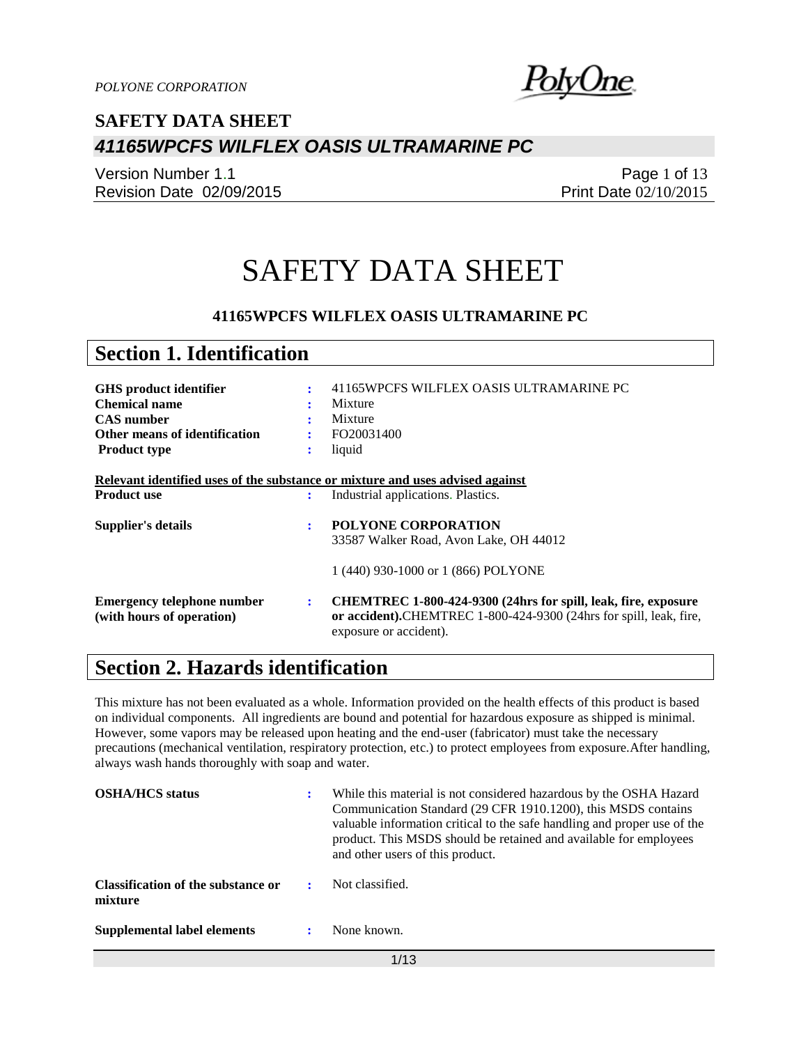# SAFETY DATA SHEET

**41165WPCFS WILFLEX OASIS ULTRAMARINE PC**

## Section 1. Identification

| | | |
|---|---|---|
| **GHS product identifier** | : | 41165WPCFS WILFLEX OASIS ULTRAMARINE PC |
| **Chemical name** | : | Mixture |
| **CAS number** | : | Mixture |
| **Other means of identification** | : | FO20031400 |
| **Product type** | : | liquid |

**Relevant identified uses of the substance or mixture and uses advised against**

| | | |
|---|---|---|
| **Product use** | : | Industrial applications. Plastics. |
| **Supplier's details** | : | **POLYONE CORPORATION**<br>33587 Walker Road, Avon Lake, OH 44012<br><br>1 (440) 930-1000 or 1 (866) POLYONE |
| **Emergency telephone number (with hours of operation)** | : | **CHEMTREC 1-800-424-9300 (24hrs for spill, leak, fire, exposure or accident).** CHEMTREC 1-800-424-9300 (24hrs for spill, leak, fire, exposure or accident). |

## Section 2. Hazards identification

This mixture has not been evaluated as a whole. Information provided on the health effects of this product is based on individual components. All ingredients are bound and potential for hazardous exposure as shipped is minimal. However, some vapors may be released upon heating and the end-user (fabricator) must take the necessary precautions (mechanical ventilation, respiratory protection, etc.) to protect employees from exposure.After handling, always wash hands thoroughly with soap and water.

| | | |
|---|---|---|
| **OSHA/HCS status** | : | While this material is not considered hazardous by the OSHA Hazard Communication Standard (29 CFR 1910.1200), this MSDS contains valuable information critical to the safe handling and proper use of the product. This MSDS should be retained and available for employees and other users of this product. |
| **Classification of the substance or mixture** | : | Not classified. |
| **Supplemental label elements** | : | None known. |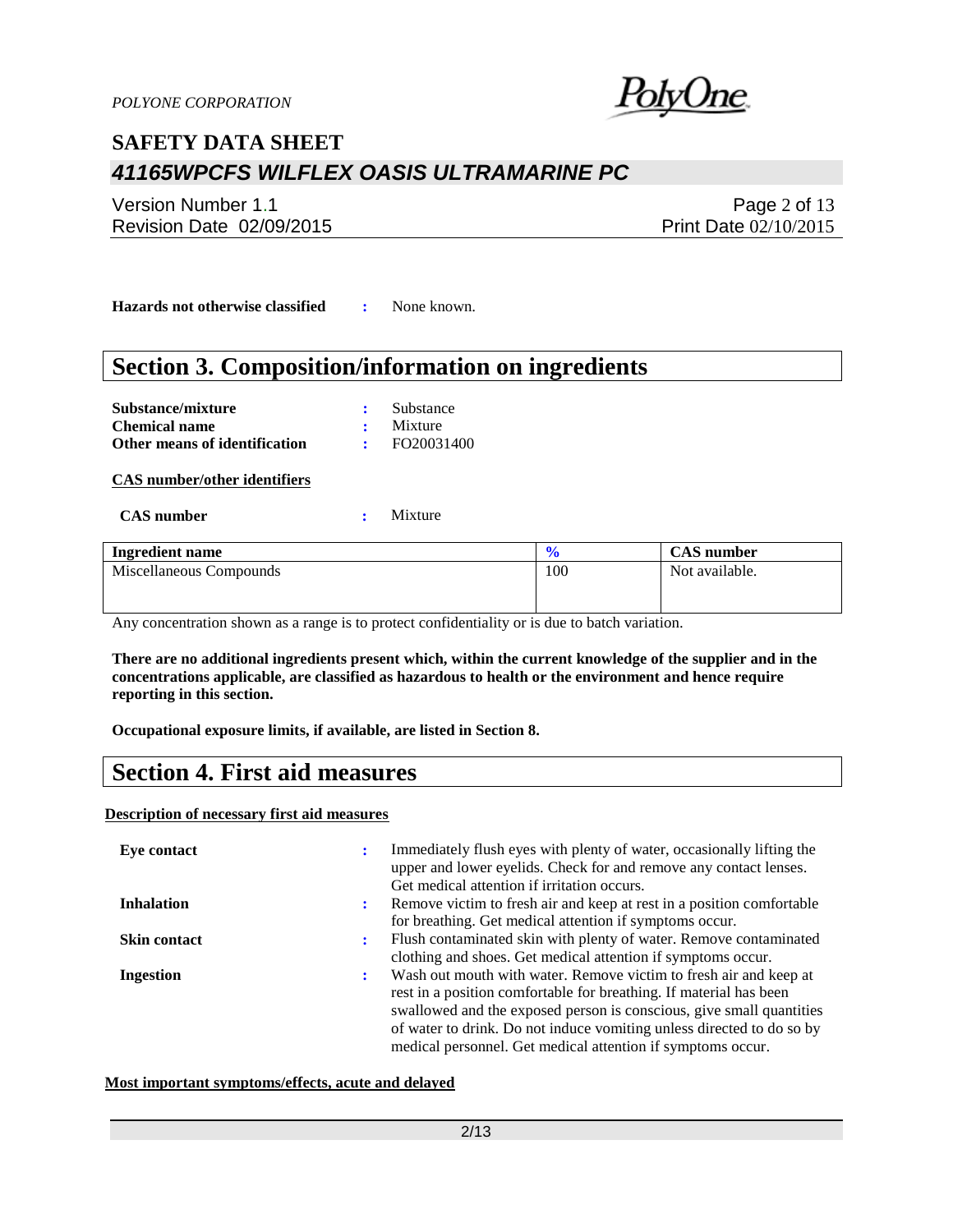**Hazards not otherwise classified** : None known.

## Section 3. Composition/information on ingredients

**Substance/mixture** : Substance
**Chemical name** : Mixture
**Other means of identification** : FO20031400

**CAS number/other identifiers**

**CAS number** : Mixture

| Ingredient name | % | CAS number |
|---|---|---|
| Miscellaneous Compounds | 100 | Not available. |

Any concentration shown as a range is to protect confidentiality or is due to batch variation.

**There are no additional ingredients present which, within the current knowledge of the supplier and in the concentrations applicable, are classified as hazardous to health or the environment and hence require reporting in this section.**

**Occupational exposure limits, if available, are listed in Section 8.**

## Section 4. First aid measures

**Description of necessary first aid measures**

**Eye contact** : Immediately flush eyes with plenty of water, occasionally lifting the upper and lower eyelids. Check for and remove any contact lenses. Get medical attention if irritation occurs.

**Inhalation** : Remove victim to fresh air and keep at rest in a position comfortable for breathing. Get medical attention if symptoms occur.

**Skin contact** : Flush contaminated skin with plenty of water. Remove contaminated clothing and shoes. Get medical attention if symptoms occur.

**Ingestion** : Wash out mouth with water. Remove victim to fresh air and keep at rest in a position comfortable for breathing. If material has been swallowed and the exposed person is conscious, give small quantities of water to drink. Do not induce vomiting unless directed to do so by medical personnel. Get medical attention if symptoms occur.

**Most important symptoms/effects, acute and delayed**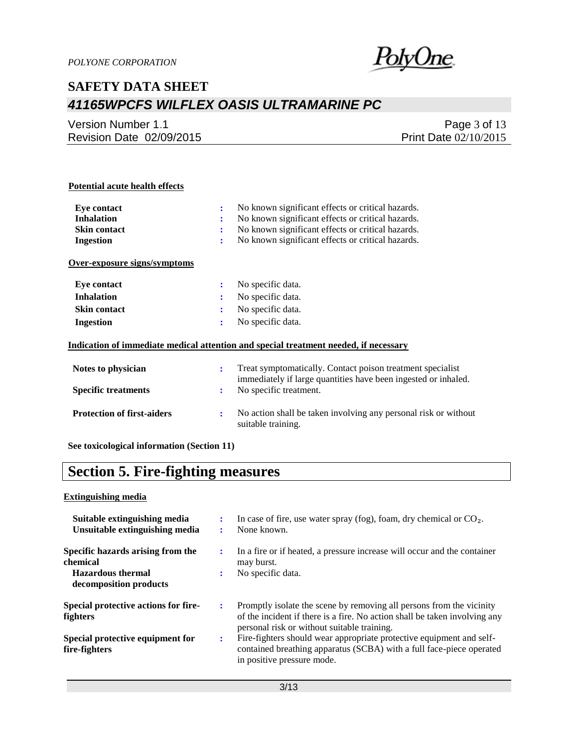**Potential acute health effects**

| | | |
|---|---|---|
| **Eye contact** | : | No known significant effects or critical hazards. |
| **Inhalation** | : | No known significant effects or critical hazards. |
| **Skin contact** | : | No known significant effects or critical hazards. |
| **Ingestion** | : | No known significant effects or critical hazards. |

**Over-exposure signs/symptoms**

| | | |
|---|---|---|
| **Eye contact** | : | No specific data. |
| **Inhalation** | : | No specific data. |
| **Skin contact** | : | No specific data. |
| **Ingestion** | : | No specific data. |

**Indication of immediate medical attention and special treatment needed, if necessary**

| | | |
|---|---|---|
| **Notes to physician** | : | Treat symptomatically. Contact poison treatment specialist immediately if large quantities have been ingested or inhaled. |
| **Specific treatments** | : | No specific treatment. |
| **Protection of first-aiders** | : | No action shall be taken involving any personal risk or without suitable training. |

**See toxicological information (Section 11)**

# Section 5. Fire-fighting measures

**Extinguishing media**

| | | |
|---|---|---|
| **Suitable extinguishing media** | : | In case of fire, use water spray (fog), foam, dry chemical or $CO_2$. |
| **Unsuitable extinguishing media** | : | None known. |
| **Specific hazards arising from the chemical** | : | In a fire or if heated, a pressure increase will occur and the container may burst. |
| **Hazardous thermal decomposition products** | : | No specific data. |
| **Special protective actions for fire-fighters** | : | Promptly isolate the scene by removing all persons from the vicinity of the incident if there is a fire. No action shall be taken involving any personal risk or without suitable training. |
| **Special protective equipment for fire-fighters** | : | Fire-fighters should wear appropriate protective equipment and self-contained breathing apparatus (SCBA) with a full face-piece operated in positive pressure mode. |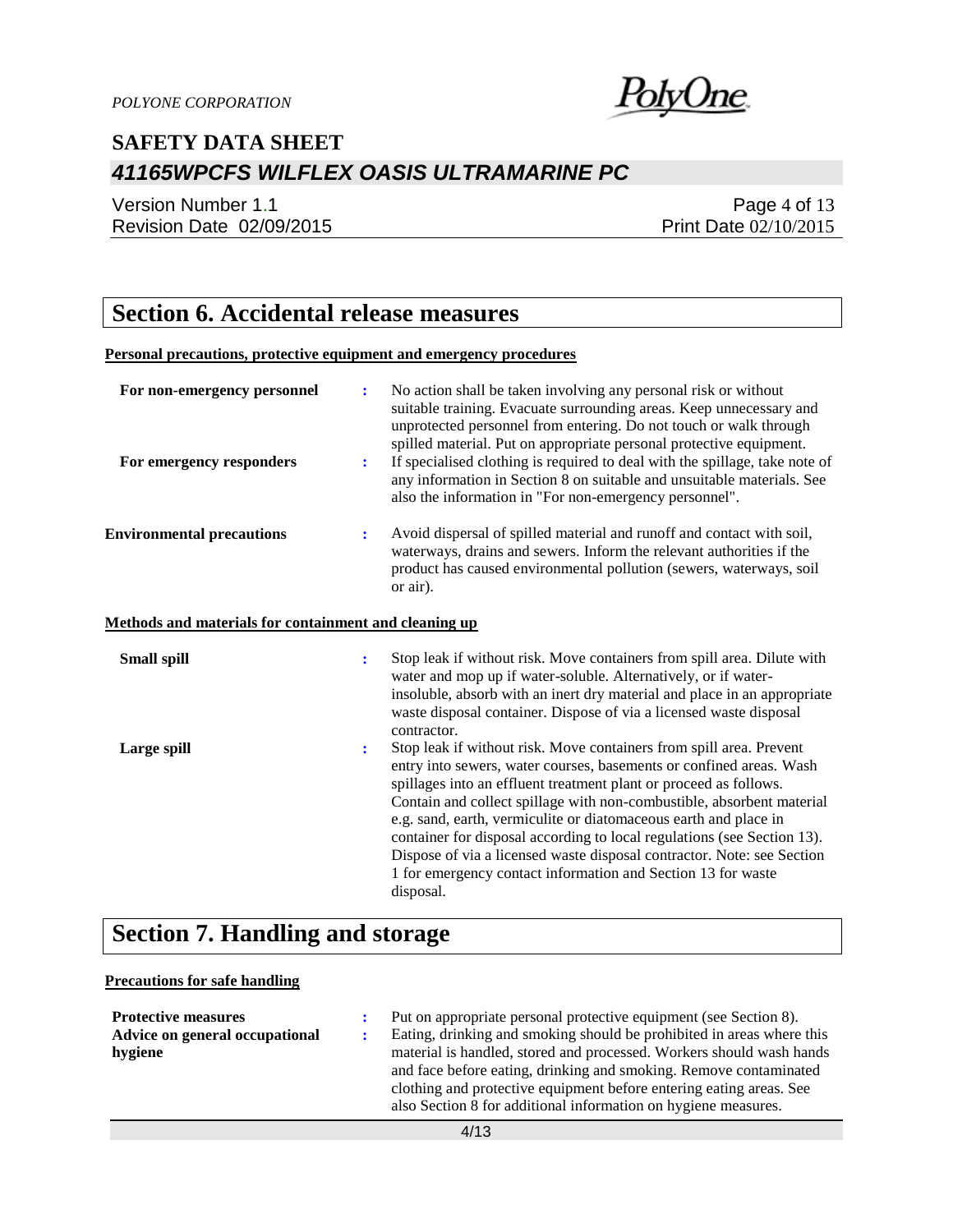## Section 6. Accidental release measures

**Personal precautions, protective equipment and emergency procedures**

**For non-emergency personnel** : No action shall be taken involving any personal risk or without suitable training. Evacuate surrounding areas. Keep unnecessary and unprotected personnel from entering. Do not touch or walk through spilled material. Put on appropriate personal protective equipment.

**For emergency responders** : If specialised clothing is required to deal with the spillage, take note of any information in Section 8 on suitable and unsuitable materials. See also the information in "For non-emergency personnel".

**Environmental precautions** : Avoid dispersal of spilled material and runoff and contact with soil, waterways, drains and sewers. Inform the relevant authorities if the product has caused environmental pollution (sewers, waterways, soil or air).

**Methods and materials for containment and cleaning up**

**Small spill** : Stop leak if without risk. Move containers from spill area. Dilute with water and mop up if water-soluble. Alternatively, or if water-insoluble, absorb with an inert dry material and place in an appropriate waste disposal container. Dispose of via a licensed waste disposal contractor.

**Large spill** : Stop leak if without risk. Move containers from spill area. Prevent entry into sewers, water courses, basements or confined areas. Wash spillages into an effluent treatment plant or proceed as follows. Contain and collect spillage with non-combustible, absorbent material e.g. sand, earth, vermiculite or diatomaceous earth and place in container for disposal according to local regulations (see Section 13). Dispose of via a licensed waste disposal contractor. Note: see Section 1 for emergency contact information and Section 13 for waste disposal.

## Section 7. Handling and storage

**Precautions for safe handling**

**Protective measures** : Put on appropriate personal protective equipment (see Section 8).

**Advice on general occupational hygiene** : Eating, drinking and smoking should be prohibited in areas where this material is handled, stored and processed. Workers should wash hands and face before eating, drinking and smoking. Remove contaminated clothing and protective equipment before entering eating areas. See also Section 8 for additional information on hygiene measures.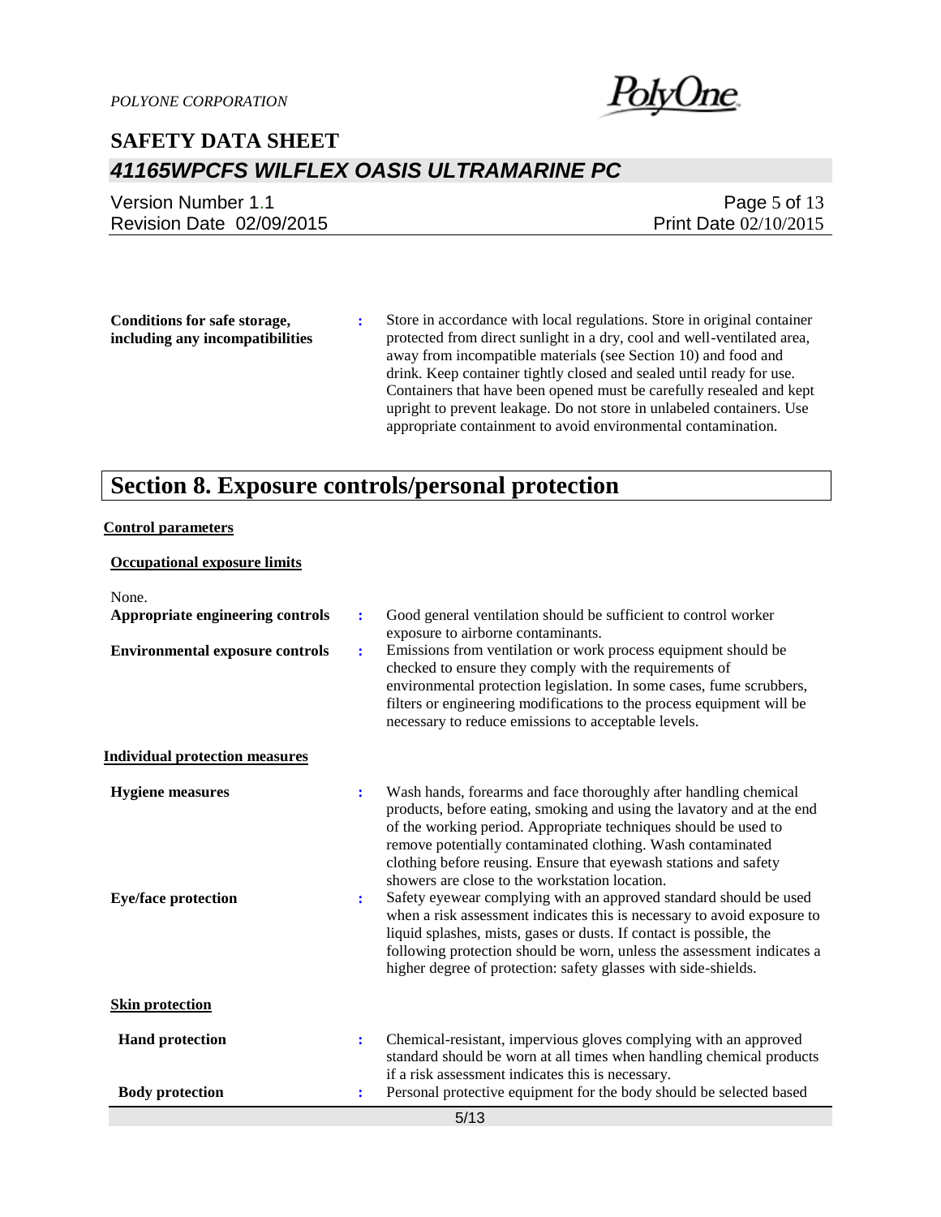**Conditions for safe storage, including any incompatibilities** : Store in accordance with local regulations. Store in original container protected from direct sunlight in a dry, cool and well-ventilated area, away from incompatible materials (see Section 10) and food and drink. Keep container tightly closed and sealed until ready for use. Containers that have been opened must be carefully resealed and kept upright to prevent leakage. Do not store in unlabeled containers. Use appropriate containment to avoid environmental contamination.

# Section 8. Exposure controls/personal protection

**Control parameters**

**Occupational exposure limits**

None.

**Appropriate engineering controls** : Good general ventilation should be sufficient to control worker exposure to airborne contaminants.

**Environmental exposure controls** : Emissions from ventilation or work process equipment should be checked to ensure they comply with the requirements of environmental protection legislation. In some cases, fume scrubbers, filters or engineering modifications to the process equipment will be necessary to reduce emissions to acceptable levels.

**Individual protection measures**

**Hygiene measures** : Wash hands, forearms and face thoroughly after handling chemical products, before eating, smoking and using the lavatory and at the end of the working period. Appropriate techniques should be used to remove potentially contaminated clothing. Wash contaminated clothing before reusing. Ensure that eyewash stations and safety showers are close to the workstation location.

**Eye/face protection** : Safety eyewear complying with an approved standard should be used when a risk assessment indicates this is necessary to avoid exposure to liquid splashes, mists, gases or dusts. If contact is possible, the following protection should be worn, unless the assessment indicates a higher degree of protection: safety glasses with side-shields.

**Skin protection**

**Hand protection** : Chemical-resistant, impervious gloves complying with an approved standard should be worn at all times when handling chemical products if a risk assessment indicates this is necessary.

**Body protection** : Personal protective equipment for the body should be selected based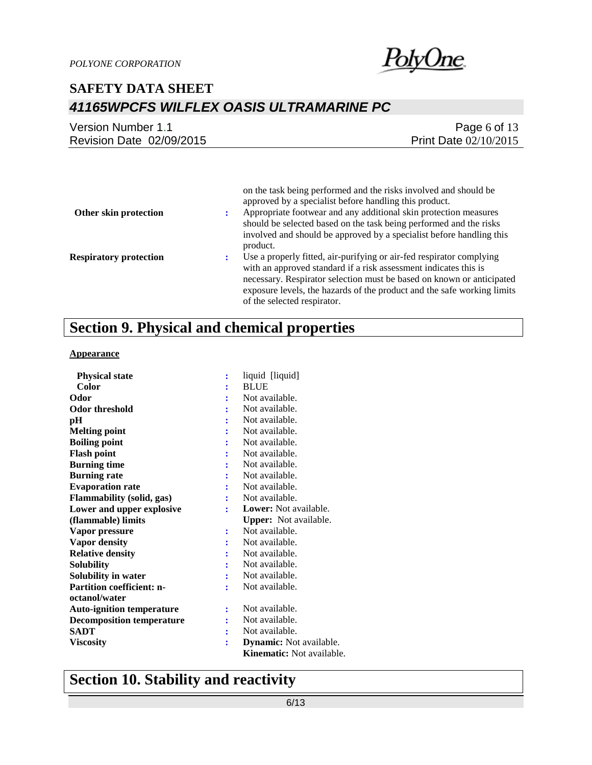| | | |
|---|---|---|
| | | on the task being performed and the risks involved and should be approved by a specialist before handling this product. |
| **Other skin protection** | : | Appropriate footwear and any additional skin protection measures should be selected based on the task being performed and the risks involved and should be approved by a specialist before handling this product. |
| **Respiratory protection** | : | Use a properly fitted, air-purifying or air-fed respirator complying with an approved standard if a risk assessment indicates this is necessary. Respirator selection must be based on known or anticipated exposure levels, the hazards of the product and the safe working limits of the selected respirator. |

## Section 9. Physical and chemical properties

**Appearance**

| | | |
|---|---|---|
| **Physical state** | : | liquid [liquid] |
| **Color** | : | BLUE |
| **Odor** | : | Not available. |
| **Odor threshold** | : | Not available. |
| **pH** | : | Not available. |
| **Melting point** | : | Not available. |
| **Boiling point** | : | Not available. |
| **Flash point** | : | Not available. |
| **Burning time** | : | Not available. |
| **Burning rate** | : | Not available. |
| **Evaporation rate** | : | Not available. |
| **Flammability (solid, gas)** | : | Not available. |
| **Lower and upper explosive (flammable) limits** | : | **Lower:** Not available. **Upper:** Not available. |
| **Vapor pressure** | : | Not available. |
| **Vapor density** | : | Not available. |
| **Relative density** | : | Not available. |
| **Solubility** | : | Not available. |
| **Solubility in water** | : | Not available. |
| **Partition coefficient: n-octanol/water** | : | Not available. |
| **Auto-ignition temperature** | : | Not available. |
| **Decomposition temperature** | : | Not available. |
| **SADT** | : | Not available. |
| **Viscosity** | : | **Dynamic:** Not available. **Kinematic:** Not available. |

## Section 10. Stability and reactivity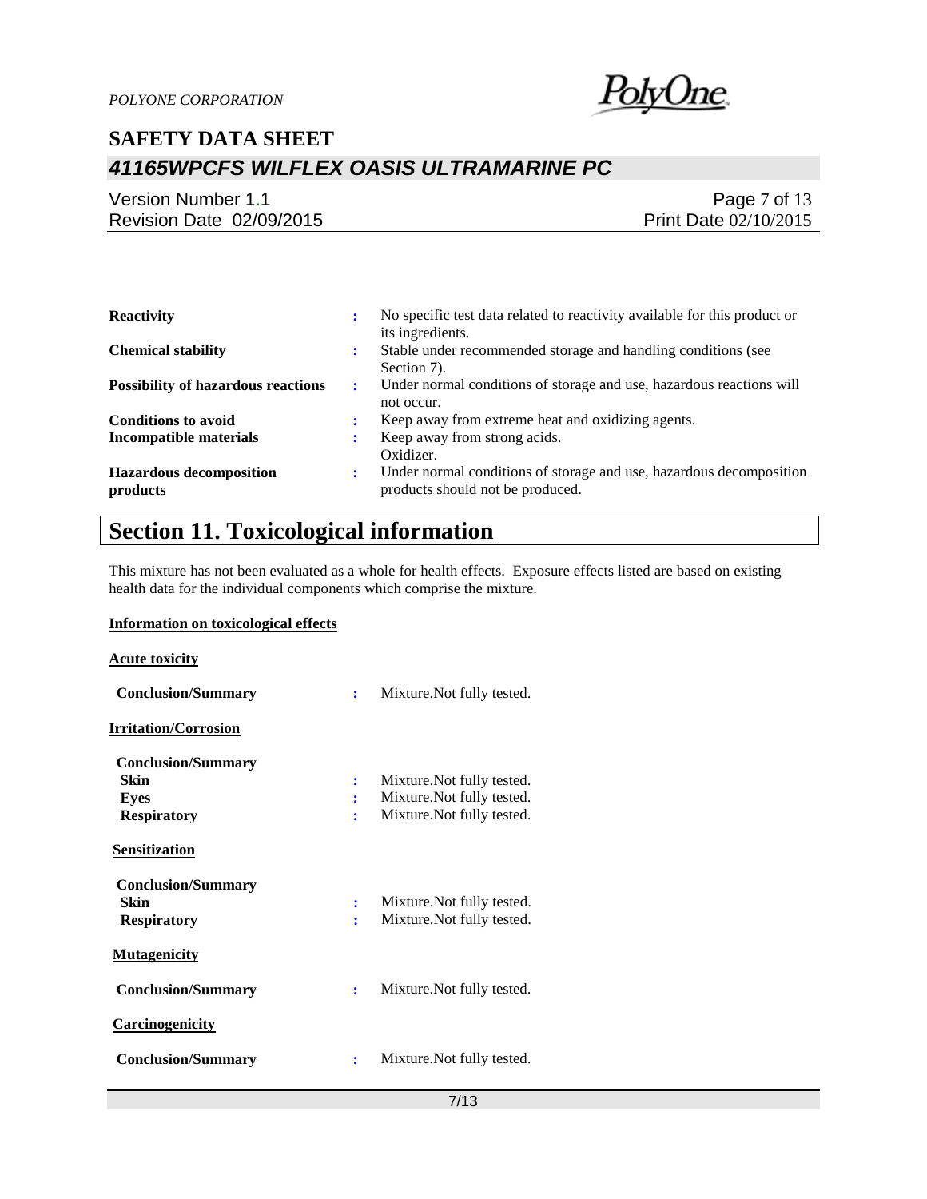| | | |
|---|---|---|
| **Reactivity** | : | No specific test data related to reactivity available for this product or its ingredients. |
| **Chemical stability** | : | Stable under recommended storage and handling conditions (see Section 7). |
| **Possibility of hazardous reactions** | : | Under normal conditions of storage and use, hazardous reactions will not occur. |
| **Conditions to avoid** | : | Keep away from extreme heat and oxidizing agents. |
| **Incompatible materials** | : | Keep away from strong acids.<br>Oxidizer. |
| **Hazardous decomposition products** | : | Under normal conditions of storage and use, hazardous decomposition products should not be produced. |

# Section 11. Toxicological information

This mixture has not been evaluated as a whole for health effects. Exposure effects listed are based on existing health data for the individual components which comprise the mixture.

**Information on toxicological effects**

**Acute toxicity**

**Conclusion/Summary** : Mixture.Not fully tested.

**Irritation/Corrosion**

**Conclusion/Summary**

**Skin** : Mixture.Not fully tested.
**Eyes** : Mixture.Not fully tested.
**Respiratory** : Mixture.Not fully tested.

**Sensitization**

**Conclusion/Summary**

**Skin** : Mixture.Not fully tested.
**Respiratory** : Mixture.Not fully tested.

**Mutagenicity**

**Conclusion/Summary** : Mixture.Not fully tested.

**Carcinogenicity**

**Conclusion/Summary** : Mixture.Not fully tested.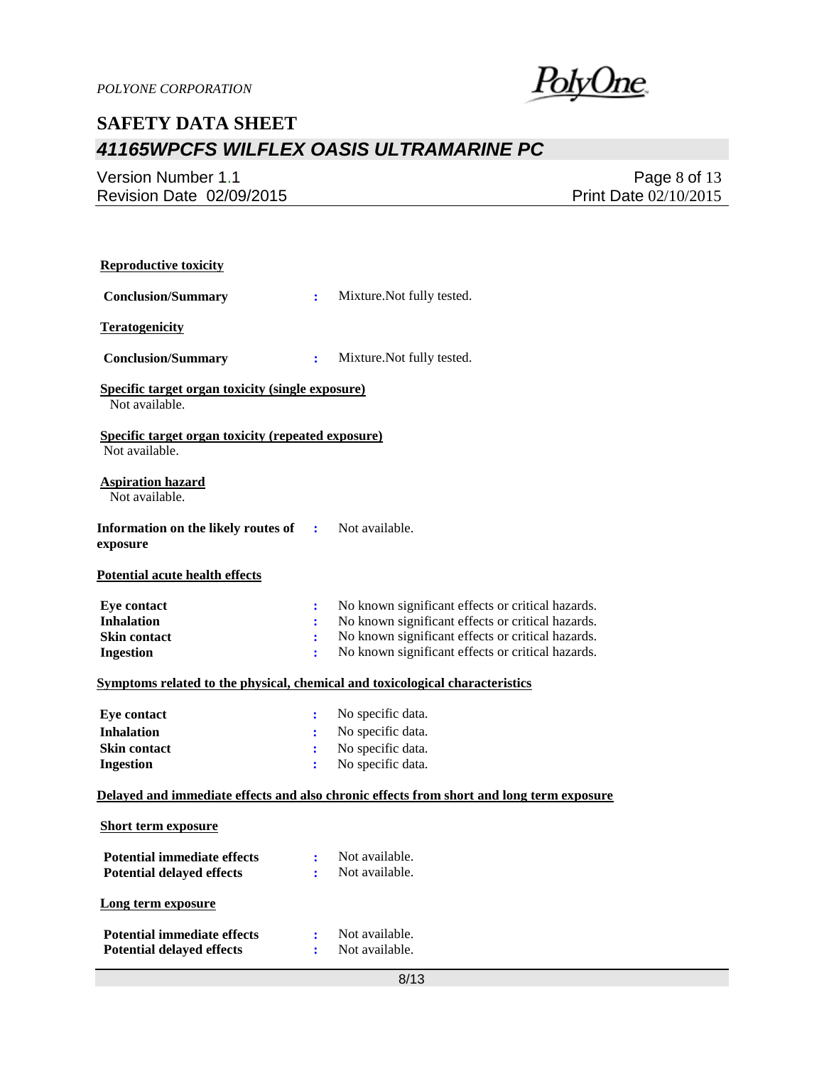**Reproductive toxicity**

**Conclusion/Summary** : Mixture.Not fully tested.

**Teratogenicity**

**Conclusion/Summary** : Mixture.Not fully tested.

**Specific target organ toxicity (single exposure)**

Not available.

**Specific target organ toxicity (repeated exposure)**

Not available.

**Aspiration hazard**

Not available.

**Information on the likely routes of exposure** : Not available.

**Potential acute health effects**

| | | |
|---|---|---|
| **Eye contact** | : | No known significant effects or critical hazards. |
| **Inhalation** | : | No known significant effects or critical hazards. |
| **Skin contact** | : | No known significant effects or critical hazards. |
| **Ingestion** | : | No known significant effects or critical hazards. |

**Symptoms related to the physical, chemical and toxicological characteristics**

| | | |
|---|---|---|
| **Eye contact** | : | No specific data. |
| **Inhalation** | : | No specific data. |
| **Skin contact** | : | No specific data. |
| **Ingestion** | : | No specific data. |

**Delayed and immediate effects and also chronic effects from short and long term exposure**

**Short term exposure**

| | | |
|---|---|---|
| **Potential immediate effects** | : | Not available. |
| **Potential delayed effects** | : | Not available. |

**Long term exposure**

| | | |
|---|---|---|
| **Potential immediate effects** | : | Not available. |
| **Potential delayed effects** | : | Not available. |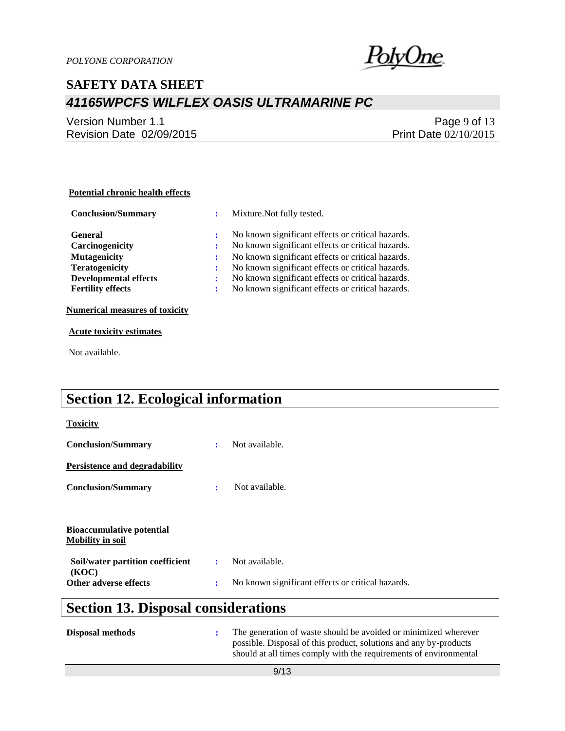**Potential chronic health effects**

| | | |
|---|---|---|
| **Conclusion/Summary** | : | Mixture.Not fully tested. |
| **General** | : | No known significant effects or critical hazards. |
| **Carcinogenicity** | : | No known significant effects or critical hazards. |
| **Mutagenicity** | : | No known significant effects or critical hazards. |
| **Teratogenicity** | : | No known significant effects or critical hazards. |
| **Developmental effects** | : | No known significant effects or critical hazards. |
| **Fertility effects** | : | No known significant effects or critical hazards. |

**Numerical measures of toxicity**

**Acute toxicity estimates**

Not available.

## Section 12. Ecological information

**Toxicity**

**Conclusion/Summary** : Not available.

**Persistence and degradability**

**Conclusion/Summary** : Not available.

**Bioaccumulative potential**

**Mobility in soil**

| | | |
|---|---|---|
| **Soil/water partition coefficient (KOC)** | : | Not available. |
| **Other adverse effects** | : | No known significant effects or critical hazards. |

## Section 13. Disposal considerations

**Disposal methods** : The generation of waste should be avoided or minimized wherever possible. Disposal of this product, solutions and any by-products should at all times comply with the requirements of environmental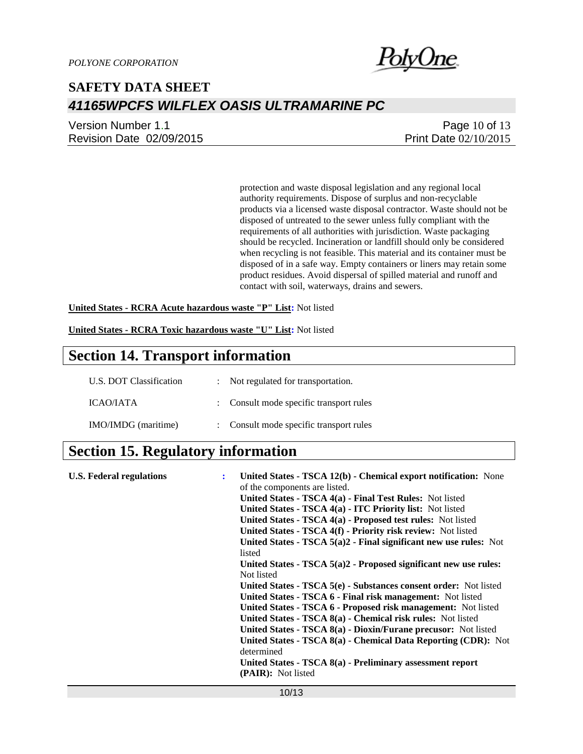protection and waste disposal legislation and any regional local authority requirements. Dispose of surplus and non-recyclable products via a licensed waste disposal contractor. Waste should not be disposed of untreated to the sewer unless fully compliant with the requirements of all authorities with jurisdiction. Waste packaging should be recycled. Incineration or landfill should only be considered when recycling is not feasible. This material and its container must be disposed of in a safe way. Empty containers or liners may retain some product residues. Avoid dispersal of spilled material and runoff and contact with soil, waterways, drains and sewers.

**United States - RCRA Acute hazardous waste "P" List:** Not listed

**United States - RCRA Toxic hazardous waste "U" List:** Not listed

# Section 14. Transport information

| | | |
|---|---|---|
| U.S. DOT Classification | : | Not regulated for transportation. |
| ICAO/IATA | : | Consult mode specific transport rules |
| IMO/IMDG (maritime) | : | Consult mode specific transport rules |

# Section 15. Regulatory information

**U.S. Federal regulations** :

**United States - TSCA 12(b) - Chemical export notification:** None of the components are listed.
**United States - TSCA 4(a) - Final Test Rules:** Not listed
**United States - TSCA 4(a) - ITC Priority list:** Not listed
**United States - TSCA 4(a) - Proposed test rules:** Not listed
**United States - TSCA 4(f) - Priority risk review:** Not listed
**United States - TSCA 5(a)2 - Final significant new use rules:** Not listed
**United States - TSCA 5(a)2 - Proposed significant new use rules:** Not listed
**United States - TSCA 5(e) - Substances consent order:** Not listed
**United States - TSCA 6 - Final risk management:** Not listed
**United States - TSCA 6 - Proposed risk management:** Not listed
**United States - TSCA 8(a) - Chemical risk rules:** Not listed
**United States - TSCA 8(a) - Dioxin/Furane precusor:** Not listed
**United States - TSCA 8(a) - Chemical Data Reporting (CDR):** Not determined
**United States - TSCA 8(a) - Preliminary assessment report (PAIR):** Not listed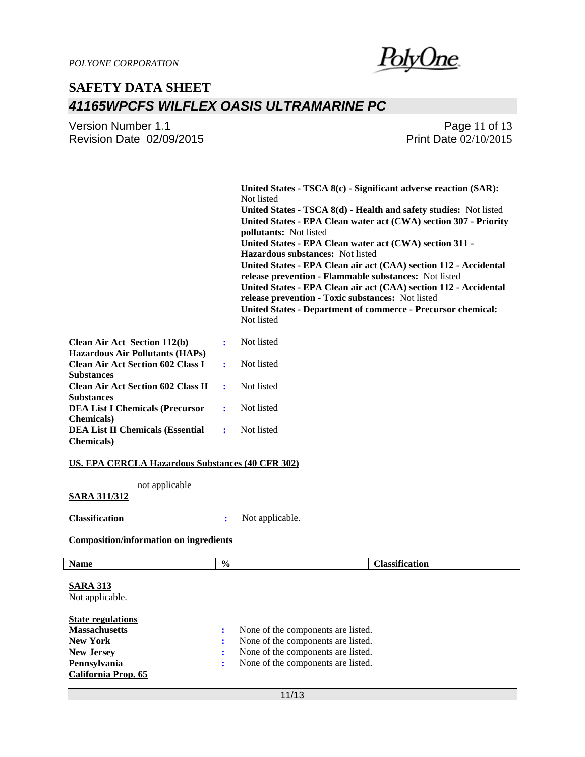**United States - TSCA 8(c) - Significant adverse reaction (SAR):** Not listed
**United States - TSCA 8(d) - Health and safety studies:** Not listed
**United States - EPA Clean water act (CWA) section 307 - Priority pollutants:** Not listed
**United States - EPA Clean water act (CWA) section 311 - Hazardous substances:** Not listed
**United States - EPA Clean air act (CAA) section 112 - Accidental release prevention - Flammable substances:** Not listed
**United States - EPA Clean air act (CAA) section 112 - Accidental release prevention - Toxic substances:** Not listed
**United States - Department of commerce - Precursor chemical:** Not listed

**Clean Air Act Section 112(b) Hazardous Air Pollutants (HAPs)** : Not listed
**Clean Air Act Section 602 Class I Substances** : Not listed
**Clean Air Act Section 602 Class II Substances** : Not listed
**DEA List I Chemicals (Precursor Chemicals)** : Not listed
**DEA List II Chemicals (Essential Chemicals)** : Not listed

**US. EPA CERCLA Hazardous Substances (40 CFR 302)**

not applicable

**SARA 311/312**

**Classification** : Not applicable.

**Composition/information on ingredients**

| Name | % | Classification |
| --- | --- | --- |

**SARA 313**

Not applicable.

**State regulations**

**Massachusetts** : None of the components are listed.
**New York** : None of the components are listed.
**New Jersey** : None of the components are listed.
**Pennsylvania** : None of the components are listed.

**California Prop. 65**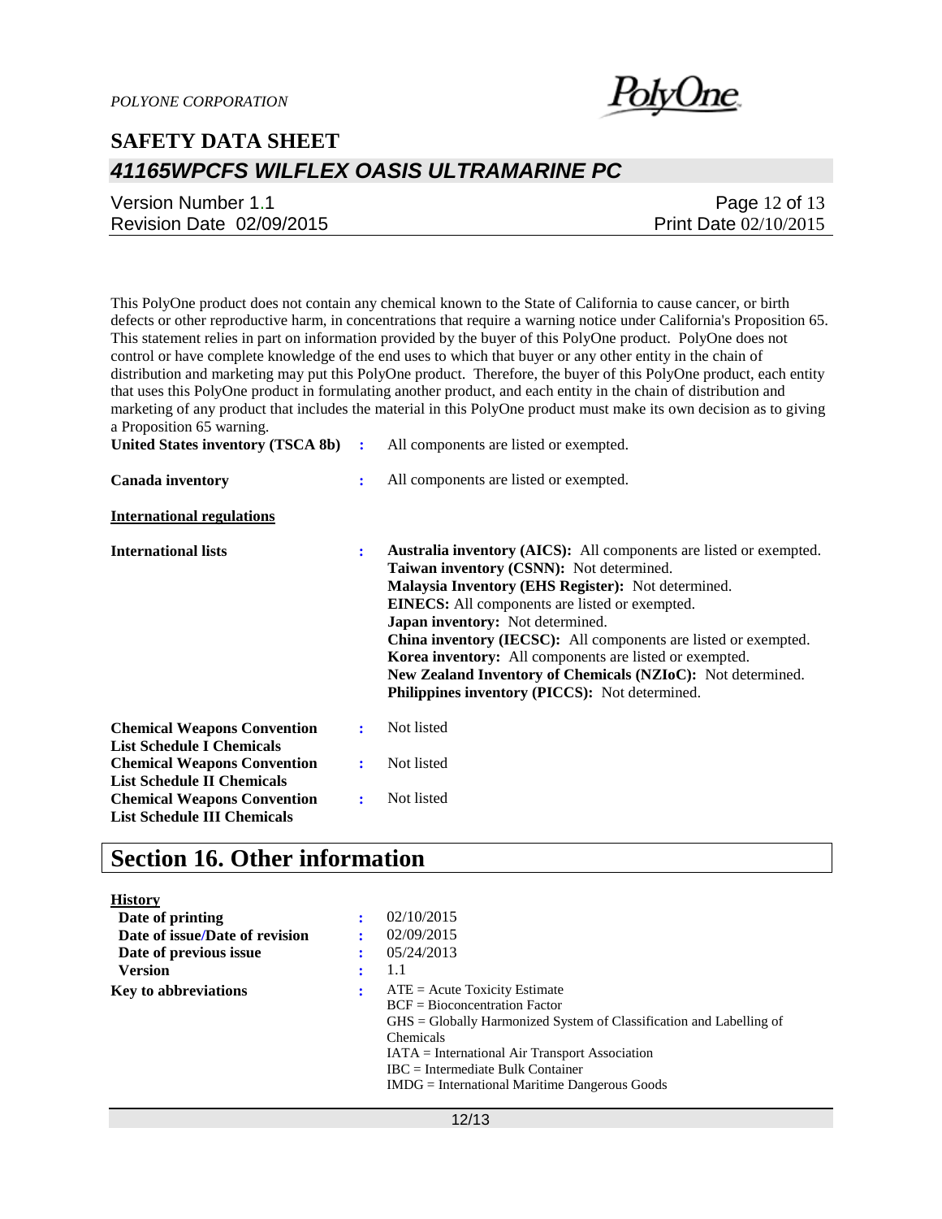This PolyOne product does not contain any chemical known to the State of California to cause cancer, or birth defects or other reproductive harm, in concentrations that require a warning notice under California's Proposition 65. This statement relies in part on information provided by the buyer of this PolyOne product. PolyOne does not control or have complete knowledge of the end uses to which that buyer or any other entity in the chain of distribution and marketing may put this PolyOne product. Therefore, the buyer of this PolyOne product, each entity that uses this PolyOne product in formulating another product, and each entity in the chain of distribution and marketing of any product that includes the material in this PolyOne product must make its own decision as to giving a Proposition 65 warning.

**United States inventory (TSCA 8b)** : All components are listed or exempted.

**Canada inventory** : All components are listed or exempted.

**International regulations**

**International lists** :

**Australia inventory (AICS):** All components are listed or exempted.
**Taiwan inventory (CSNN):** Not determined.
**Malaysia Inventory (EHS Register):** Not determined.
**EINECS:** All components are listed or exempted.
**Japan inventory:** Not determined.
**China inventory (IECSC):** All components are listed or exempted.
**Korea inventory:** All components are listed or exempted.
**New Zealand Inventory of Chemicals (NZIoC):** Not determined.
**Philippines inventory (PICCS):** Not determined.

**Chemical Weapons Convention List Schedule I Chemicals** : Not listed

**Chemical Weapons Convention List Schedule II Chemicals** : Not listed

**Chemical Weapons Convention List Schedule III Chemicals** : Not listed

# Section 16. Other information

**History**

**Date of printing** : 02/10/2015

**Date of issue/Date of revision** : 02/09/2015

**Date of previous issue** : 05/24/2013

**Version** : 1.1

**Key to abbreviations** :

ATE = Acute Toxicity Estimate
BCF = Bioconcentration Factor
GHS = Globally Harmonized System of Classification and Labelling of Chemicals
IATA = International Air Transport Association
IBC = Intermediate Bulk Container
IMDG = International Maritime Dangerous Goods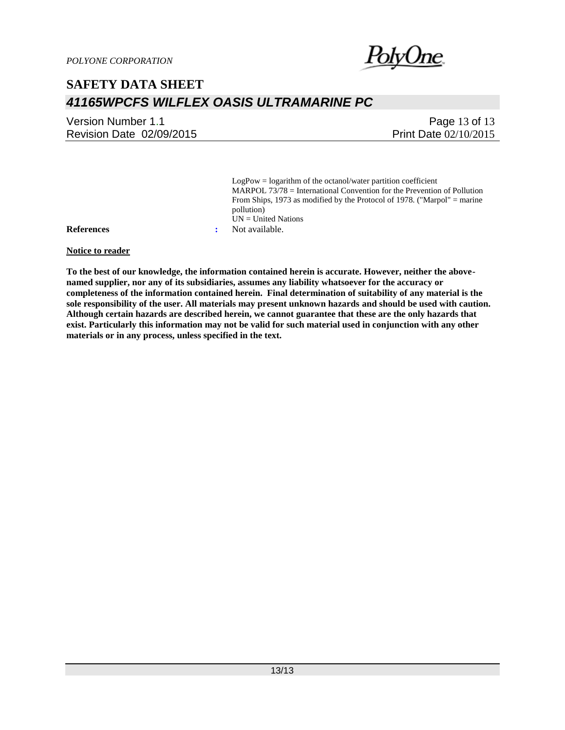LogPow = logarithm of the octanol/water partition coefficient
MARPOL 73/78 = International Convention for the Prevention of Pollution From Ships, 1973 as modified by the Protocol of 1978. ("Marpol" = marine pollution)
UN = United Nations

**References** : Not available.

**Notice to reader**

**To the best of our knowledge, the information contained herein is accurate. However, neither the above-named supplier, nor any of its subsidiaries, assumes any liability whatsoever for the accuracy or completeness of the information contained herein. Final determination of suitability of any material is the sole responsibility of the user. All materials may present unknown hazards and should be used with caution. Although certain hazards are described herein, we cannot guarantee that these are the only hazards that exist. Particularly this information may not be valid for such material used in conjunction with any other materials or in any process, unless specified in the text.**